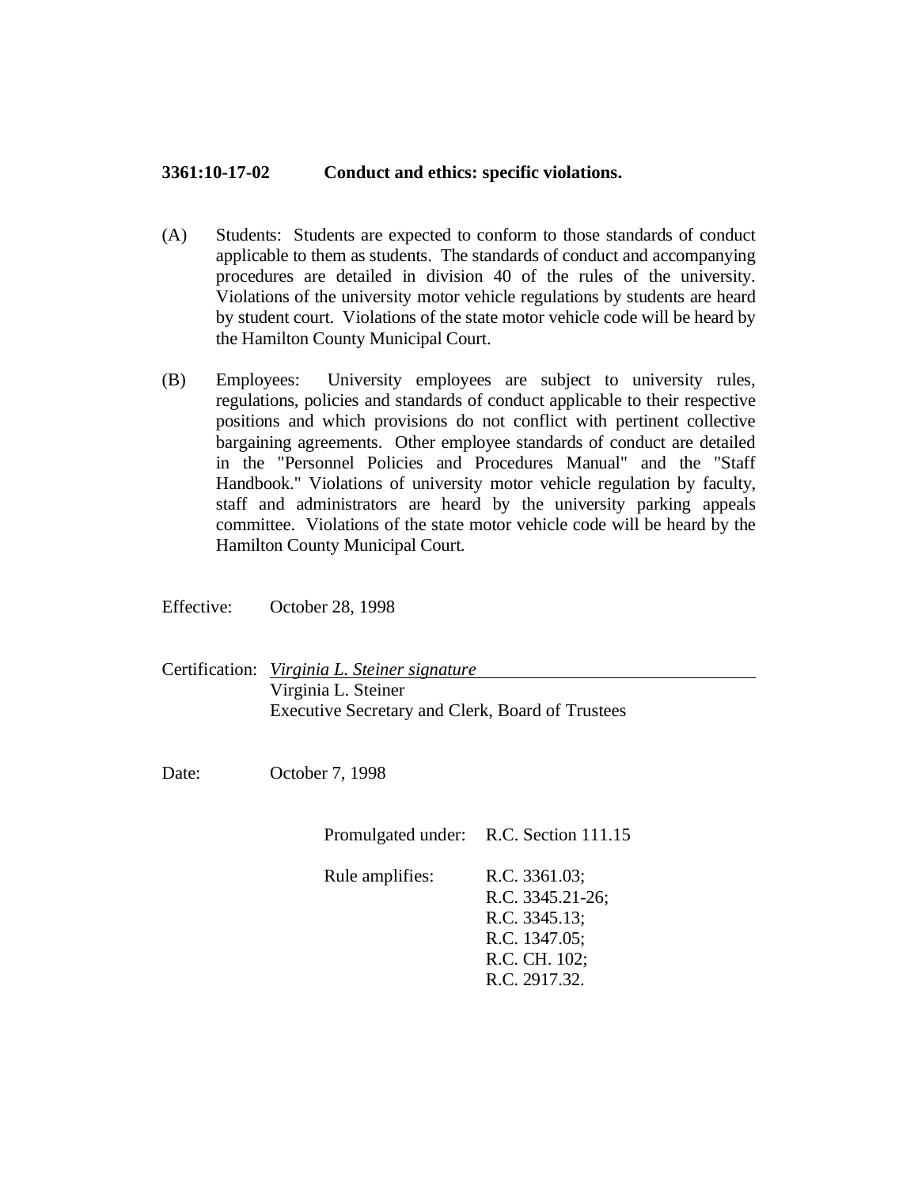**3361:10-17-02 Conduct and ethics: specific violations.**

(A) Students: Students are expected to conform to those standards of conduct applicable to them as students. The standards of conduct and accompanying procedures are detailed in division 40 of the rules of the university. Violations of the university motor vehicle regulations by students are heard by student court. Violations of the state motor vehicle code will be heard by the Hamilton County Municipal Court.

(B) Employees: University employees are subject to university rules, regulations, policies and standards of conduct applicable to their respective positions and which provisions do not conflict with pertinent collective bargaining agreements. Other employee standards of conduct are detailed in the "Personnel Policies and Procedures Manual" and the "Staff Handbook." Violations of university motor vehicle regulation by faculty, staff and administrators are heard by the university parking appeals committee. Violations of the state motor vehicle code will be heard by the Hamilton County Municipal Court.

Effective: October 28, 1998

Certification: *Virginia L. Steiner signature*
Virginia L. Steiner
Executive Secretary and Clerk, Board of Trustees

Date: October 7, 1998

Promulgated under: R.C. Section 111.15

Rule amplifies: R.C. 3361.03;
R.C. 3345.21-26;
R.C. 3345.13;
R.C. 1347.05;
R.C. CH. 102;
R.C. 2917.32.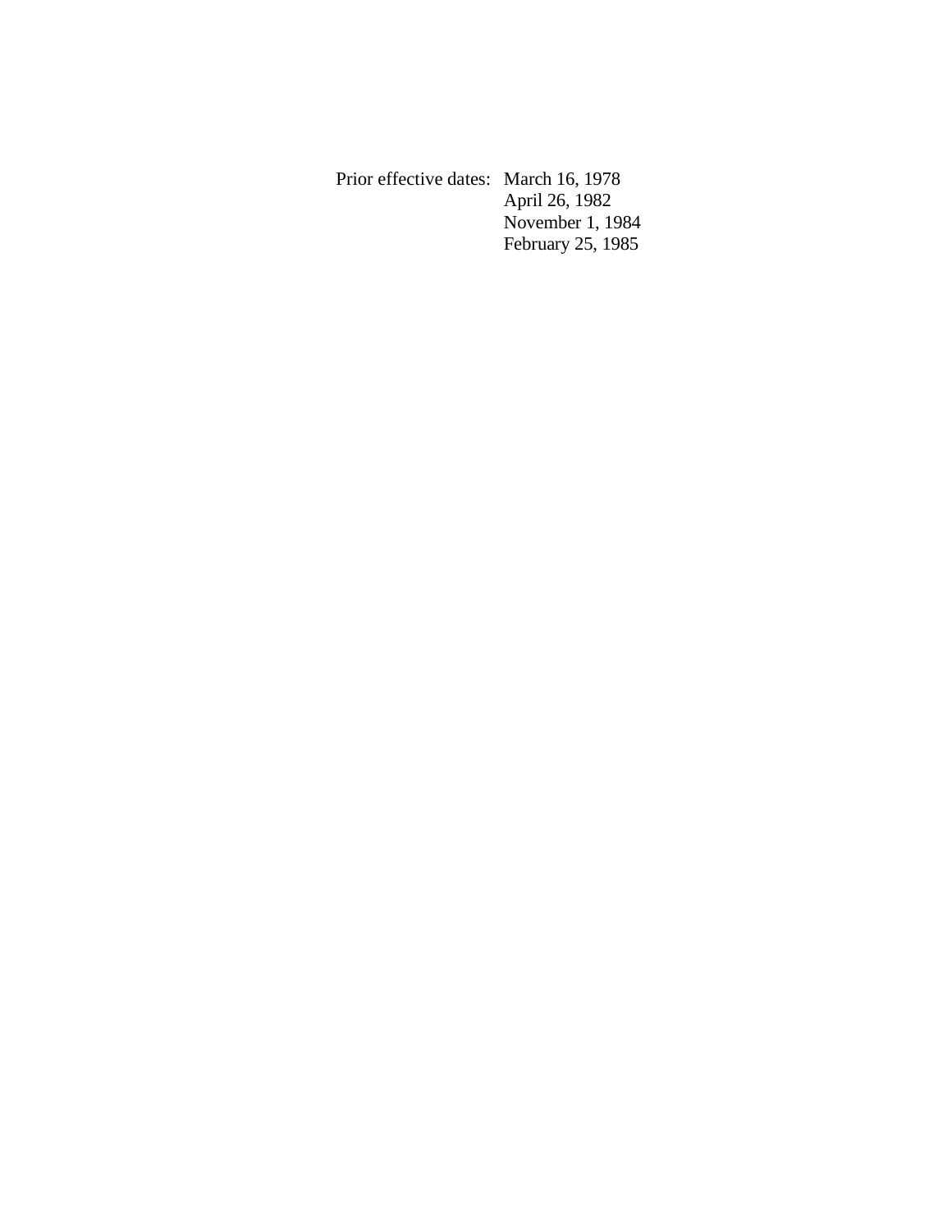Prior effective dates: March 16, 1978
April 26, 1982
November 1, 1984
February 25, 1985